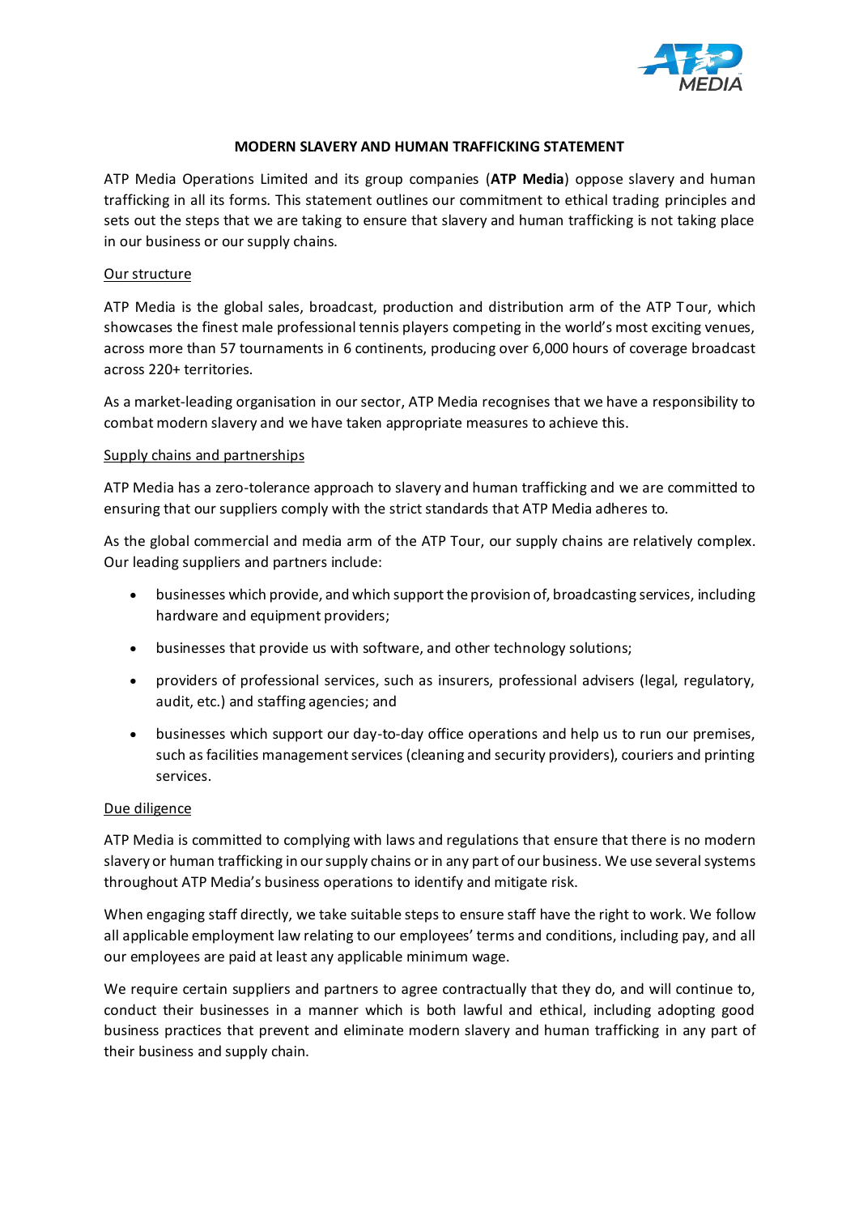# MODERN SLAVERY AND HUMAN TRAFFICKING STATEMENT

ATP Media Operations Limited and its group companies (**ATP Media**) oppose slavery and human trafficking in all its forms. This statement outlines our commitment to ethical trading principles and sets out the steps that we are taking to ensure that slavery and human trafficking is not taking place in our business or our supply chains.

## Our structure

ATP Media is the global sales, broadcast, production and distribution arm of the ATP Tour, which showcases the finest male professional tennis players competing in the world's most exciting venues, across more than 57 tournaments in 6 continents, producing over 6,000 hours of coverage broadcast across 220+ territories.

As a market-leading organisation in our sector, ATP Media recognises that we have a responsibility to combat modern slavery and we have taken appropriate measures to achieve this.

## Supply chains and partnerships

ATP Media has a zero-tolerance approach to slavery and human trafficking and we are committed to ensuring that our suppliers comply with the strict standards that ATP Media adheres to.

As the global commercial and media arm of the ATP Tour, our supply chains are relatively complex. Our leading suppliers and partners include:

- businesses which provide, and which support the provision of, broadcasting services, including hardware and equipment providers;
- businesses that provide us with software, and other technology solutions;
- providers of professional services, such as insurers, professional advisers (legal, regulatory, audit, etc.) and staffing agencies; and
- businesses which support our day-to-day office operations and help us to run our premises, such as facilities management services (cleaning and security providers), couriers and printing services.

## Due diligence

ATP Media is committed to complying with laws and regulations that ensure that there is no modern slavery or human trafficking in our supply chains or in any part of our business. We use several systems throughout ATP Media's business operations to identify and mitigate risk.

When engaging staff directly, we take suitable steps to ensure staff have the right to work. We follow all applicable employment law relating to our employees' terms and conditions, including pay, and all our employees are paid at least any applicable minimum wage.

We require certain suppliers and partners to agree contractually that they do, and will continue to, conduct their businesses in a manner which is both lawful and ethical, including adopting good business practices that prevent and eliminate modern slavery and human trafficking in any part of their business and supply chain.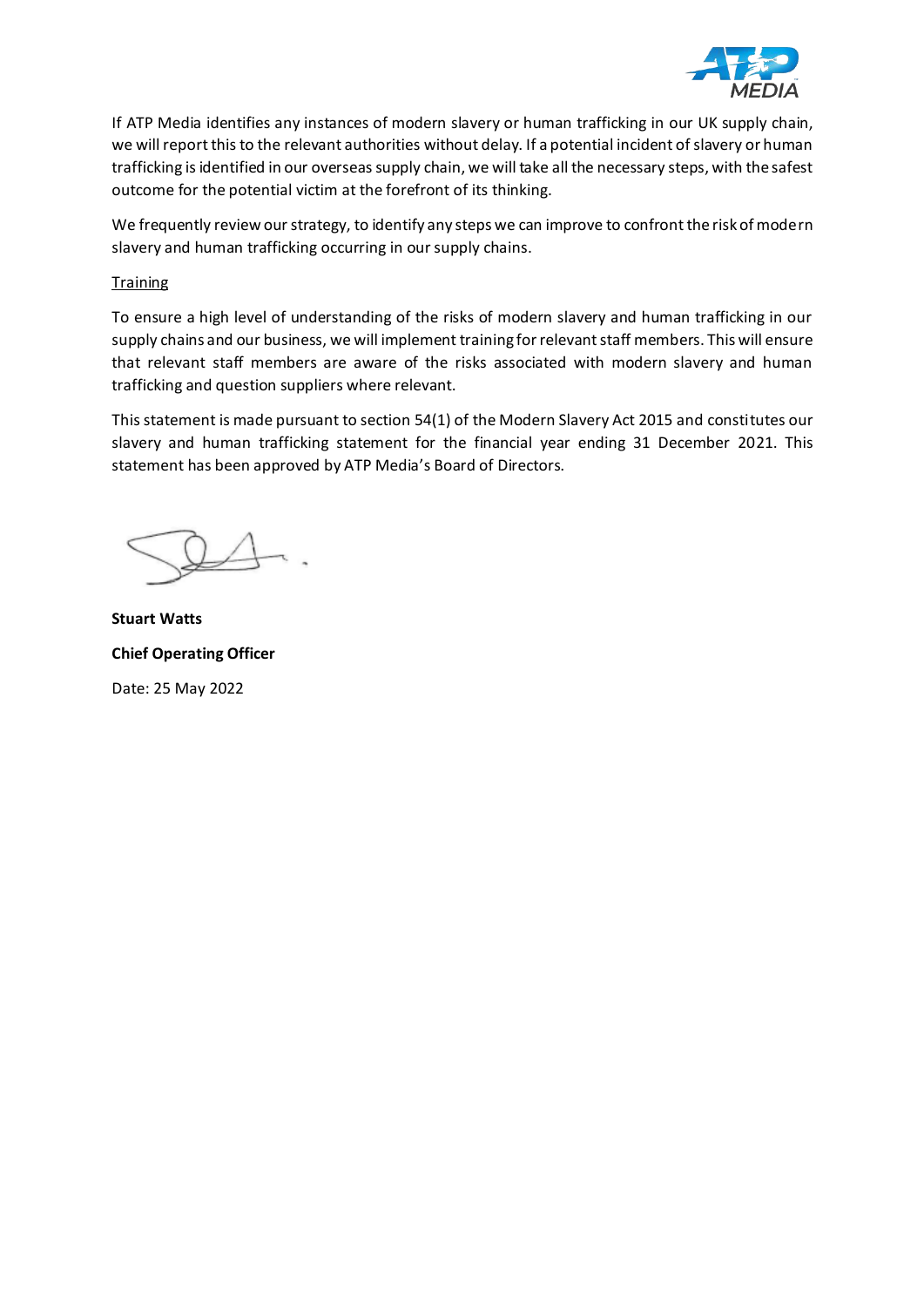If ATP Media identifies any instances of modern slavery or human trafficking in our UK supply chain, we will report this to the relevant authorities without delay. If a potential incident of slavery or human trafficking is identified in our overseas supply chain, we will take all the necessary steps, with the safest outcome for the potential victim at the forefront of its thinking.

We frequently review our strategy, to identify any steps we can improve to confront the risk of modern slavery and human trafficking occurring in our supply chains.

Training

To ensure a high level of understanding of the risks of modern slavery and human trafficking in our supply chains and our business, we will implement training for relevant staff members. This will ensure that relevant staff members are aware of the risks associated with modern slavery and human trafficking and question suppliers where relevant.

This statement is made pursuant to section 54(1) of the Modern Slavery Act 2015 and constitutes our slavery and human trafficking statement for the financial year ending 31 December 2021. This statement has been approved by ATP Media's Board of Directors.

**Stuart Watts**

**Chief Operating Officer**

Date: 25 May 2022